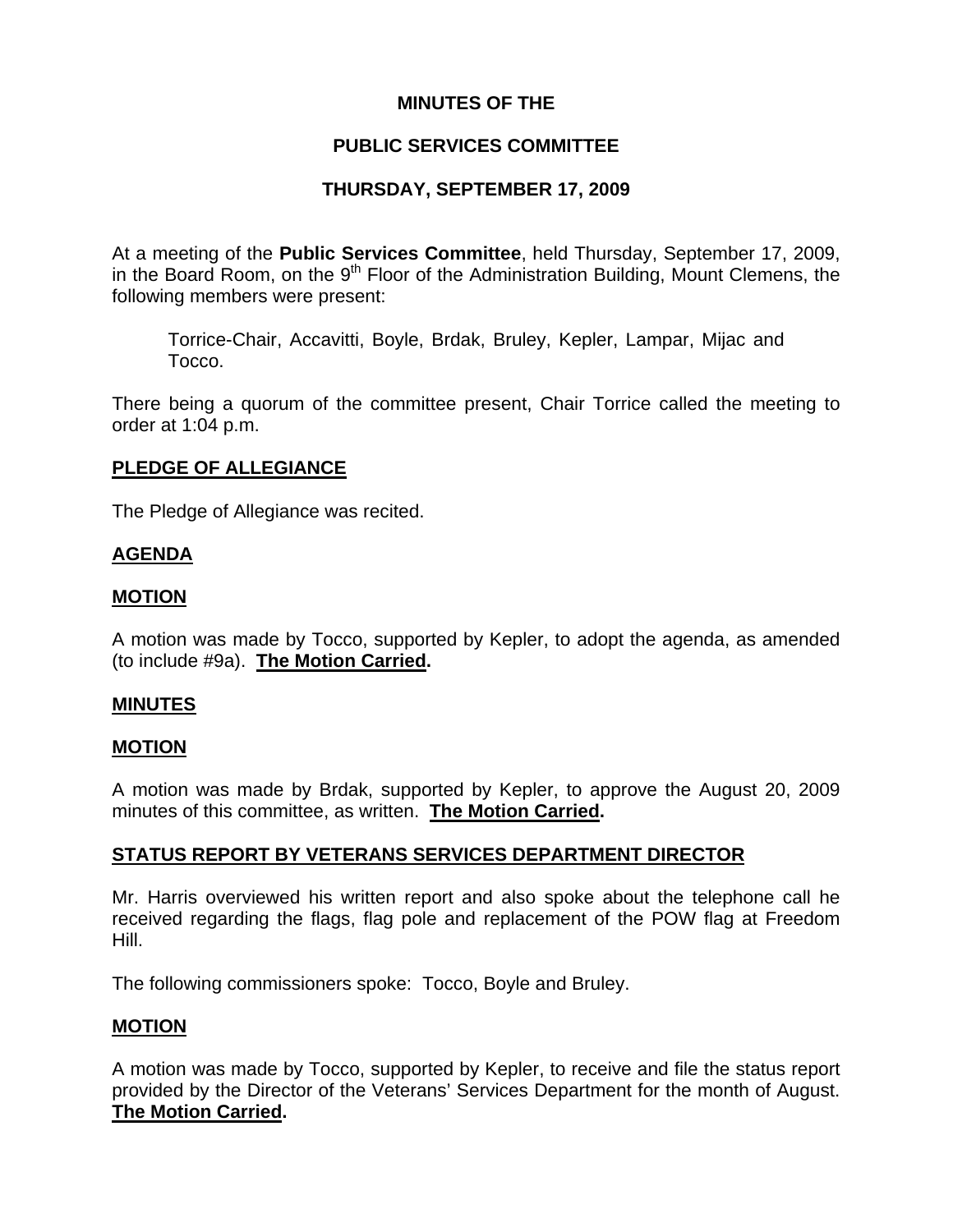# MINUTES OF THE

# PUBLIC SERVICES COMMITTEE

# THURSDAY, SEPTEMBER 17, 2009

At a meeting of the **Public Services Committee**, held Thursday, September 17, 2009, in the Board Room, on the 9th Floor of the Administration Building, Mount Clemens, the following members were present:

> Torrice-Chair, Accavitti, Boyle, Brdak, Bruley, Kepler, Lampar, Mijac and Tocco.

There being a quorum of the committee present, Chair Torrice called the meeting to order at 1:04 p.m.

## PLEDGE OF ALLEGIANCE

The Pledge of Allegiance was recited.

## AGENDA

## MOTION

A motion was made by Tocco, supported by Kepler, to adopt the agenda, as amended (to include #9a). **The Motion Carried.**

## MINUTES

## MOTION

A motion was made by Brdak, supported by Kepler, to approve the August 20, 2009 minutes of this committee, as written. **The Motion Carried.**

## STATUS REPORT BY VETERANS SERVICES DEPARTMENT DIRECTOR

Mr. Harris overviewed his written report and also spoke about the telephone call he received regarding the flags, flag pole and replacement of the POW flag at Freedom Hill.

The following commissioners spoke: Tocco, Boyle and Bruley.

## MOTION

A motion was made by Tocco, supported by Kepler, to receive and file the status report provided by the Director of the Veterans' Services Department for the month of August. **The Motion Carried.**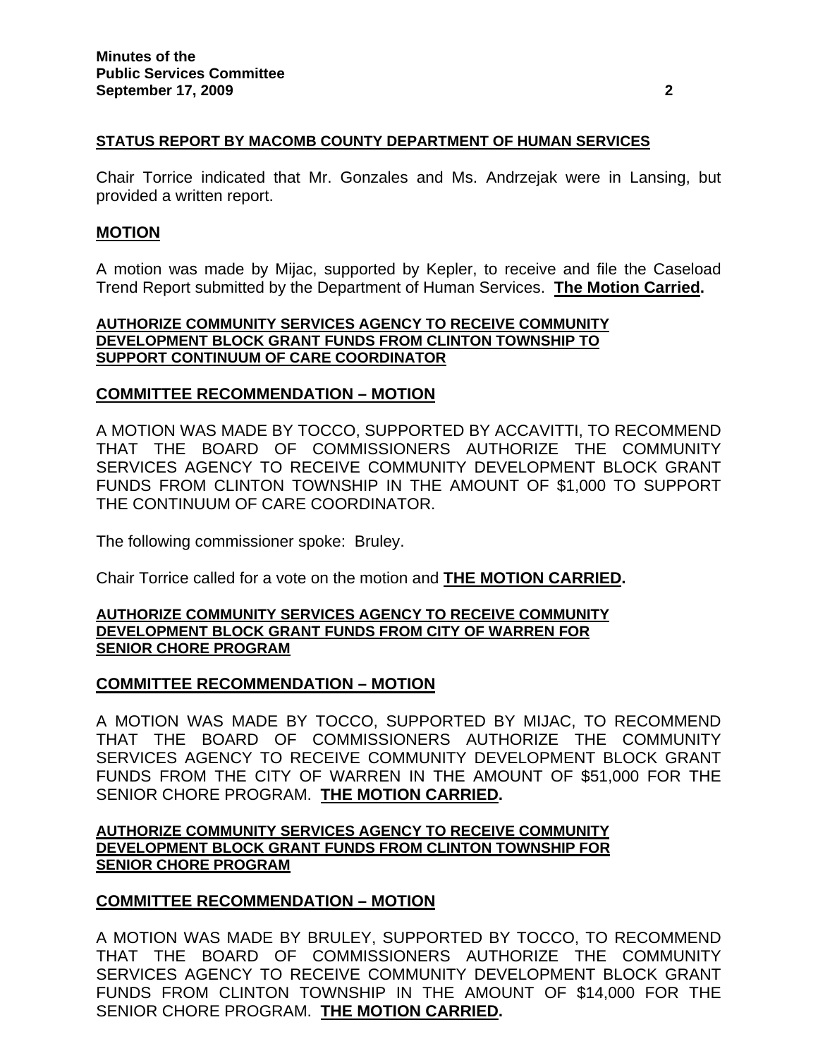**STATUS REPORT BY MACOMB COUNTY DEPARTMENT OF HUMAN SERVICES**

Chair Torrice indicated that Mr. Gonzales and Ms. Andrzejak were in Lansing, but provided a written report.

**MOTION**

A motion was made by Mijac, supported by Kepler, to receive and file the Caseload Trend Report submitted by the Department of Human Services. **The Motion Carried.**

**AUTHORIZE COMMUNITY SERVICES AGENCY TO RECEIVE COMMUNITY DEVELOPMENT BLOCK GRANT FUNDS FROM CLINTON TOWNSHIP TO SUPPORT CONTINUUM OF CARE COORDINATOR**

**COMMITTEE RECOMMENDATION – MOTION**

A MOTION WAS MADE BY TOCCO, SUPPORTED BY ACCAVITTI, TO RECOMMEND THAT THE BOARD OF COMMISSIONERS AUTHORIZE THE COMMUNITY SERVICES AGENCY TO RECEIVE COMMUNITY DEVELOPMENT BLOCK GRANT FUNDS FROM CLINTON TOWNSHIP IN THE AMOUNT OF $1,000 TO SUPPORT THE CONTINUUM OF CARE COORDINATOR.

The following commissioner spoke: Bruley.

Chair Torrice called for a vote on the motion and **THE MOTION CARRIED.**

**AUTHORIZE COMMUNITY SERVICES AGENCY TO RECEIVE COMMUNITY DEVELOPMENT BLOCK GRANT FUNDS FROM CITY OF WARREN FOR SENIOR CHORE PROGRAM**

**COMMITTEE RECOMMENDATION – MOTION**

A MOTION WAS MADE BY TOCCO, SUPPORTED BY MIJAC, TO RECOMMEND THAT THE BOARD OF COMMISSIONERS AUTHORIZE THE COMMUNITY SERVICES AGENCY TO RECEIVE COMMUNITY DEVELOPMENT BLOCK GRANT FUNDS FROM THE CITY OF WARREN IN THE AMOUNT OF $51,000 FOR THE SENIOR CHORE PROGRAM. **THE MOTION CARRIED.**

**AUTHORIZE COMMUNITY SERVICES AGENCY TO RECEIVE COMMUNITY DEVELOPMENT BLOCK GRANT FUNDS FROM CLINTON TOWNSHIP FOR SENIOR CHORE PROGRAM**

**COMMITTEE RECOMMENDATION – MOTION**

A MOTION WAS MADE BY BRULEY, SUPPORTED BY TOCCO, TO RECOMMEND THAT THE BOARD OF COMMISSIONERS AUTHORIZE THE COMMUNITY SERVICES AGENCY TO RECEIVE COMMUNITY DEVELOPMENT BLOCK GRANT FUNDS FROM CLINTON TOWNSHIP IN THE AMOUNT OF $14,000 FOR THE SENIOR CHORE PROGRAM. **THE MOTION CARRIED.**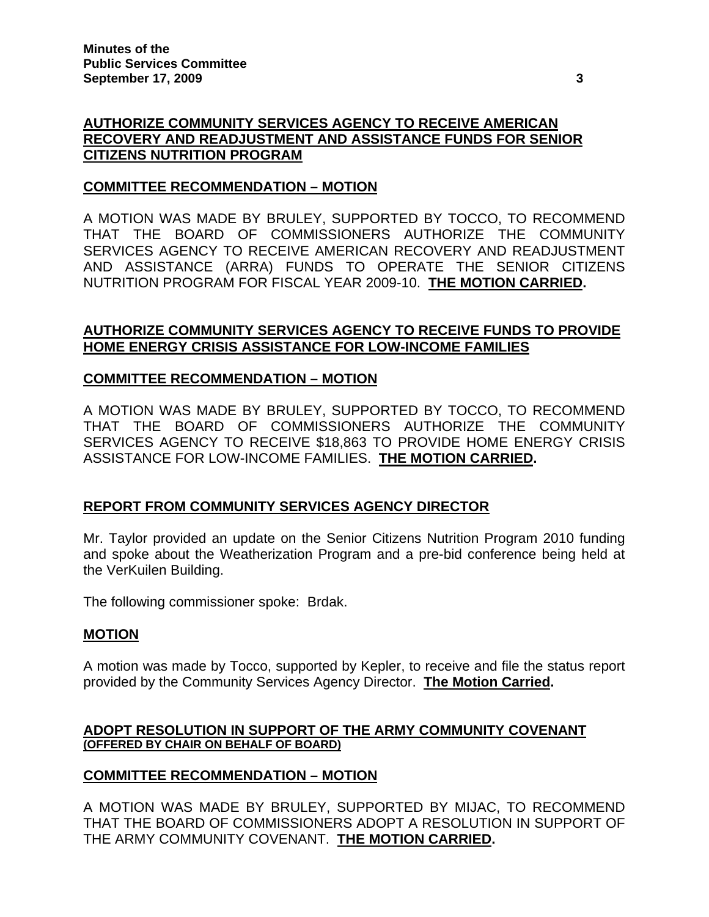**AUTHORIZE COMMUNITY SERVICES AGENCY TO RECEIVE AMERICAN RECOVERY AND READJUSTMENT AND ASSISTANCE FUNDS FOR SENIOR CITIZENS NUTRITION PROGRAM**

**COMMITTEE RECOMMENDATION – MOTION**

A MOTION WAS MADE BY BRULEY, SUPPORTED BY TOCCO, TO RECOMMEND THAT THE BOARD OF COMMISSIONERS AUTHORIZE THE COMMUNITY SERVICES AGENCY TO RECEIVE AMERICAN RECOVERY AND READJUSTMENT AND ASSISTANCE (ARRA) FUNDS TO OPERATE THE SENIOR CITIZENS NUTRITION PROGRAM FOR FISCAL YEAR 2009-10. **THE MOTION CARRIED.**

**AUTHORIZE COMMUNITY SERVICES AGENCY TO RECEIVE FUNDS TO PROVIDE HOME ENERGY CRISIS ASSISTANCE FOR LOW-INCOME FAMILIES**

**COMMITTEE RECOMMENDATION – MOTION**

A MOTION WAS MADE BY BRULEY, SUPPORTED BY TOCCO, TO RECOMMEND THAT THE BOARD OF COMMISSIONERS AUTHORIZE THE COMMUNITY SERVICES AGENCY TO RECEIVE $18,863 TO PROVIDE HOME ENERGY CRISIS ASSISTANCE FOR LOW-INCOME FAMILIES. **THE MOTION CARRIED.**

**REPORT FROM COMMUNITY SERVICES AGENCY DIRECTOR**

Mr. Taylor provided an update on the Senior Citizens Nutrition Program 2010 funding and spoke about the Weatherization Program and a pre-bid conference being held at the VerKuilen Building.

The following commissioner spoke: Brdak.

**MOTION**

A motion was made by Tocco, supported by Kepler, to receive and file the status report provided by the Community Services Agency Director. **The Motion Carried.**

**ADOPT RESOLUTION IN SUPPORT OF THE ARMY COMMUNITY COVENANT**
**(OFFERED BY CHAIR ON BEHALF OF BOARD)**

**COMMITTEE RECOMMENDATION – MOTION**

A MOTION WAS MADE BY BRULEY, SUPPORTED BY MIJAC, TO RECOMMEND THAT THE BOARD OF COMMISSIONERS ADOPT A RESOLUTION IN SUPPORT OF THE ARMY COMMUNITY COVENANT. **THE MOTION CARRIED.**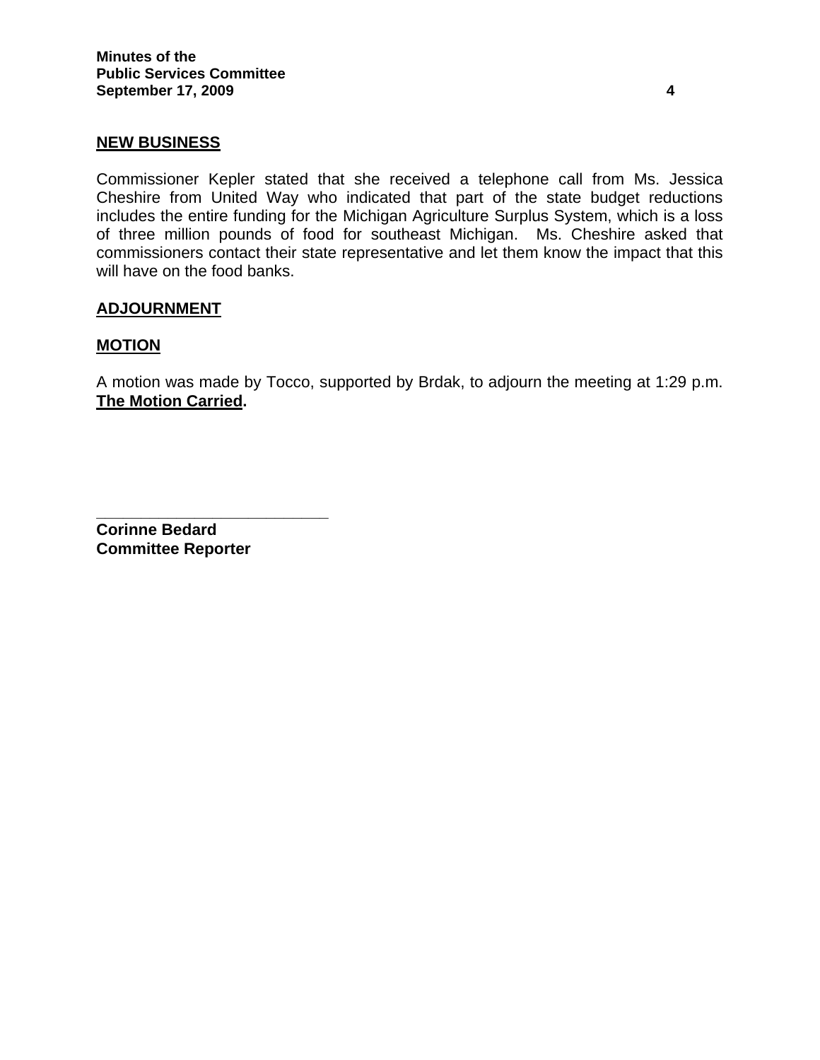## NEW BUSINESS

Commissioner Kepler stated that she received a telephone call from Ms. Jessica Cheshire from United Way who indicated that part of the state budget reductions includes the entire funding for the Michigan Agriculture Surplus System, which is a loss of three million pounds of food for southeast Michigan. Ms. Cheshire asked that commissioners contact their state representative and let them know the impact that this will have on the food banks.

## ADJOURNMENT

## MOTION

A motion was made by Tocco, supported by Brdak, to adjourn the meeting at 1:29 p.m. **The Motion Carried.**

___________________________

**Corinne Bedard**
**Committee Reporter**